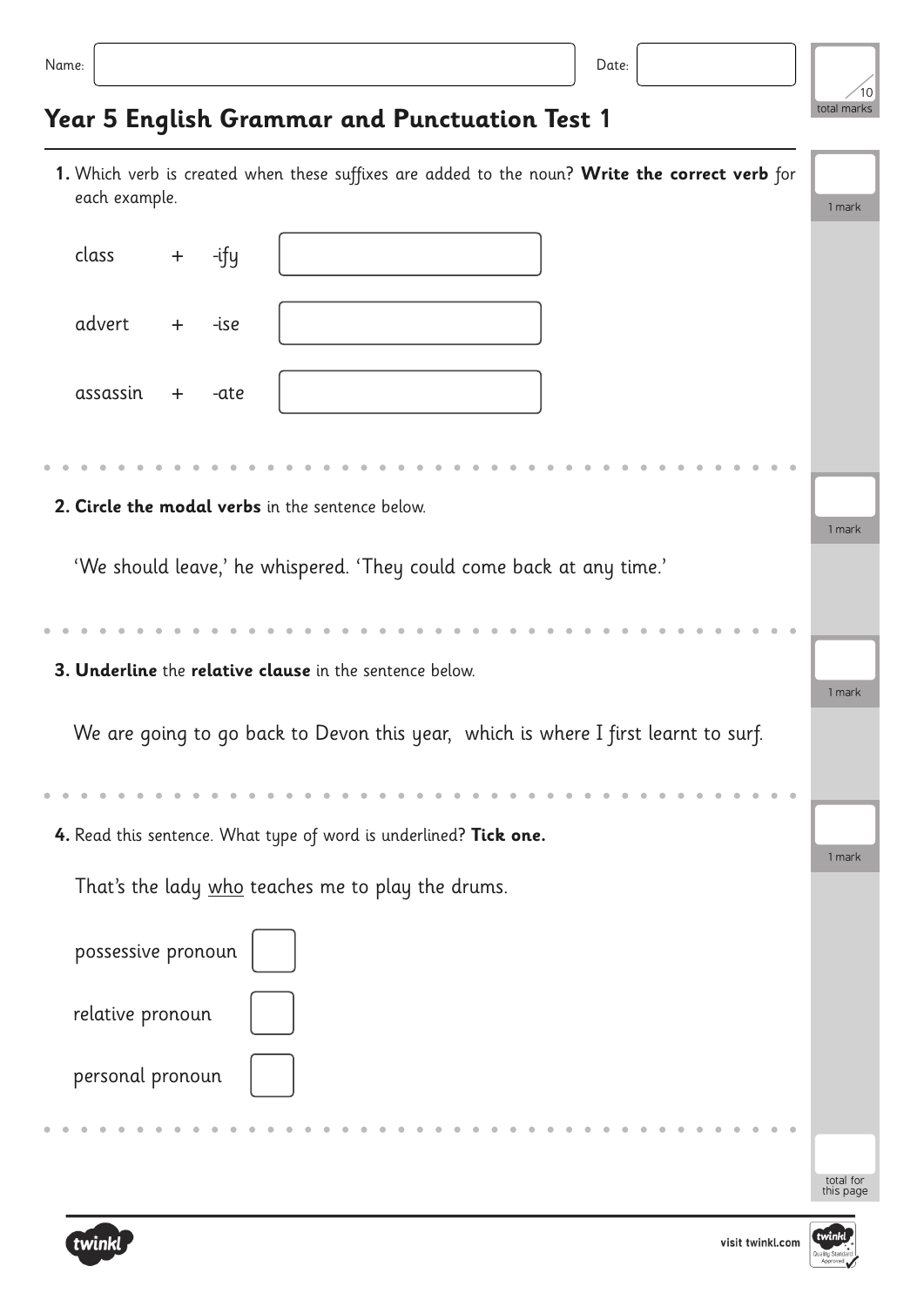Name: Date:

10 total marks

# Year 5 English Grammar and Punctuation Test 1

**1.** Which verb is created when these suffixes are added to the noun? **Write the correct verb** for each example.

1 mark

class + -ify

advert + -ise

assassin + -ate

**2. Circle the modal verbs** in the sentence below.

1 mark

'We should leave,' he whispered. 'They could come back at any time.'

**3. Underline** the **relative clause** in the sentence below.

1 mark

We are going to go back to Devon this year, which is where I first learnt to surf.

**4.** Read this sentence. What type of word is underlined? **Tick one.**

1 mark

That's the lady <u>who</u> teaches me to play the drums.

possessive pronoun ☐

relative pronoun ☐

personal pronoun ☐

total for this page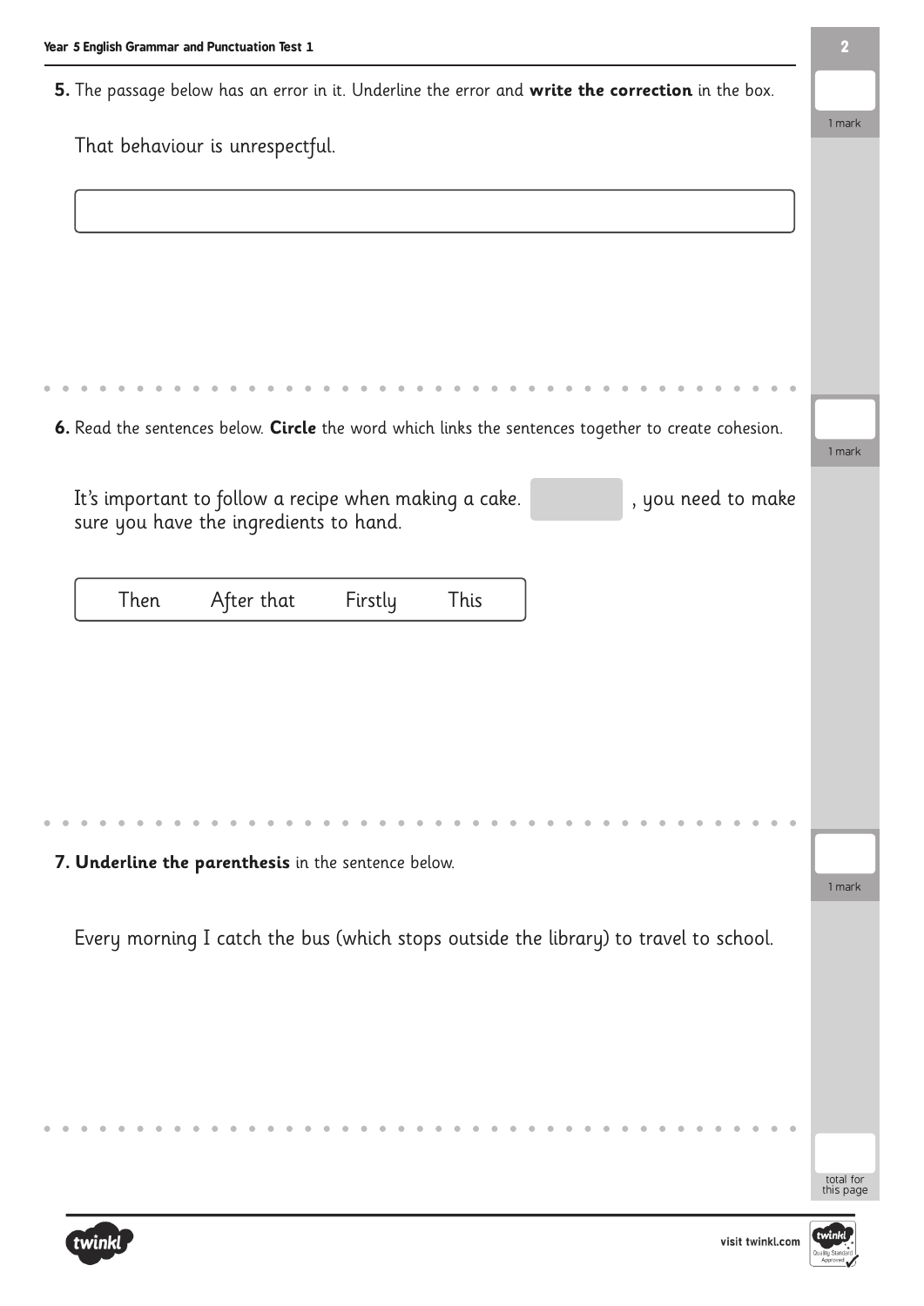**5.** The passage below has an error in it. Underline the error and **write the correction** in the box.

That behaviour is unrespectful.

1 mark

---

**6.** Read the sentences below. **Circle** the word which links the sentences together to create cohesion.

It's important to follow a recipe when making a cake. ________, you need to make sure you have the ingredients to hand.

| Then | After that | Firstly | This |
|---|---|---|---|

1 mark

---

**7. Underline the parenthesis** in the sentence below.

Every morning I catch the bus (which stops outside the library) to travel to school.

1 mark

total for this page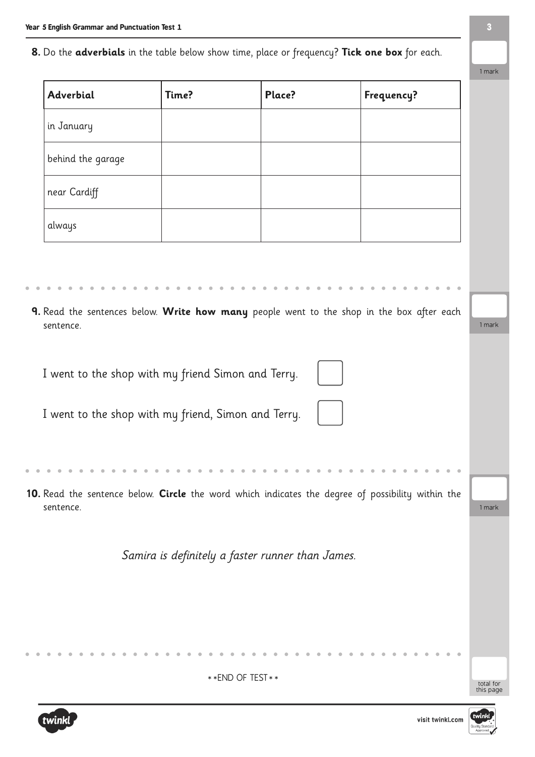**8.** Do the **adverbials** in the table below show time, place or frequency? **Tick one box** for each.

1 mark

| Adverbial | Time? | Place? | Frequency? |
|---|---|---|---|
| in January | | | |
| behind the garage | | | |
| near Cardiff | | | |
| always | | | |

**9.** Read the sentences below. **Write how many** people went to the shop in the box after each sentence.

1 mark

I went to the shop with my friend Simon and Terry. ☐

I went to the shop with my friend, Simon and Terry. ☐

**10.** Read the sentence below. **Circle** the word which indicates the degree of possibility within the sentence.

1 mark

*Samira is definitely a faster runner than James.*

**END OF TEST**

total for this page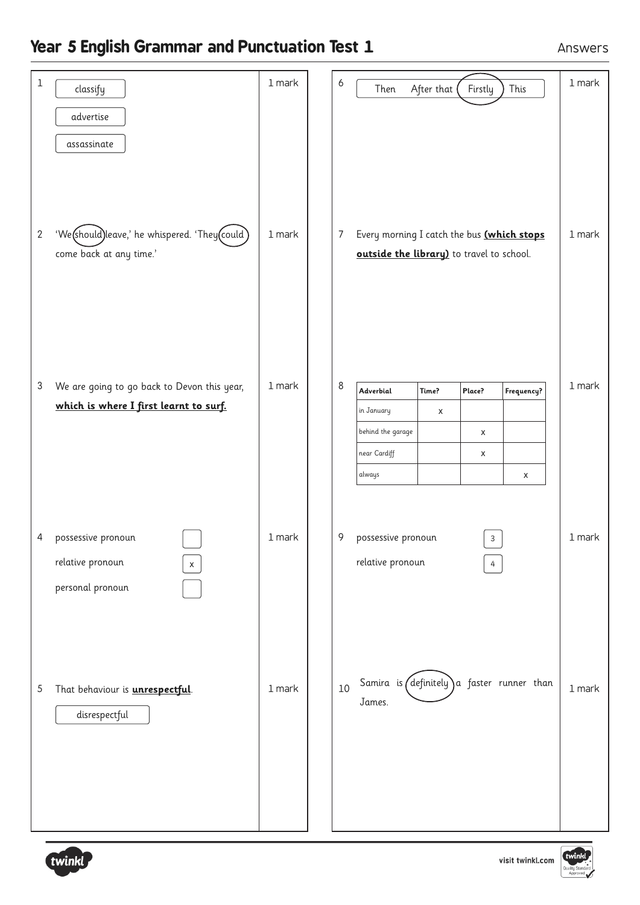# Year 5 English Grammar and Punctuation Test 1

Answers

1

classify

advertise

assassinate

1 mark

2

'We (should) leave,' he whispered. 'They (could) come back at any time.'

1 mark

3

We are going to go back to Devon this year, **which is where I first learnt to surf.**

1 mark

4

possessive pronoun [ ]

relative pronoun [x]

personal pronoun [ ]

1 mark

5

That behaviour is **unrespectful**.

disrespectful

1 mark

6

Then After that (Firstly) This

1 mark

7

Every morning I catch the bus **(which stops outside the library)** to travel to school.

1 mark

8

| Adverbial | Time? | Place? | Frequency? |
|---|---|---|---|
| in January | x | | |
| behind the garage | | x | |
| near Cardiff | | x | |
| always | | | x |

1 mark

9

possessive pronoun [3]

relative pronoun [4]

1 mark

10

Samira is (definitely) a faster runner than James.

1 mark